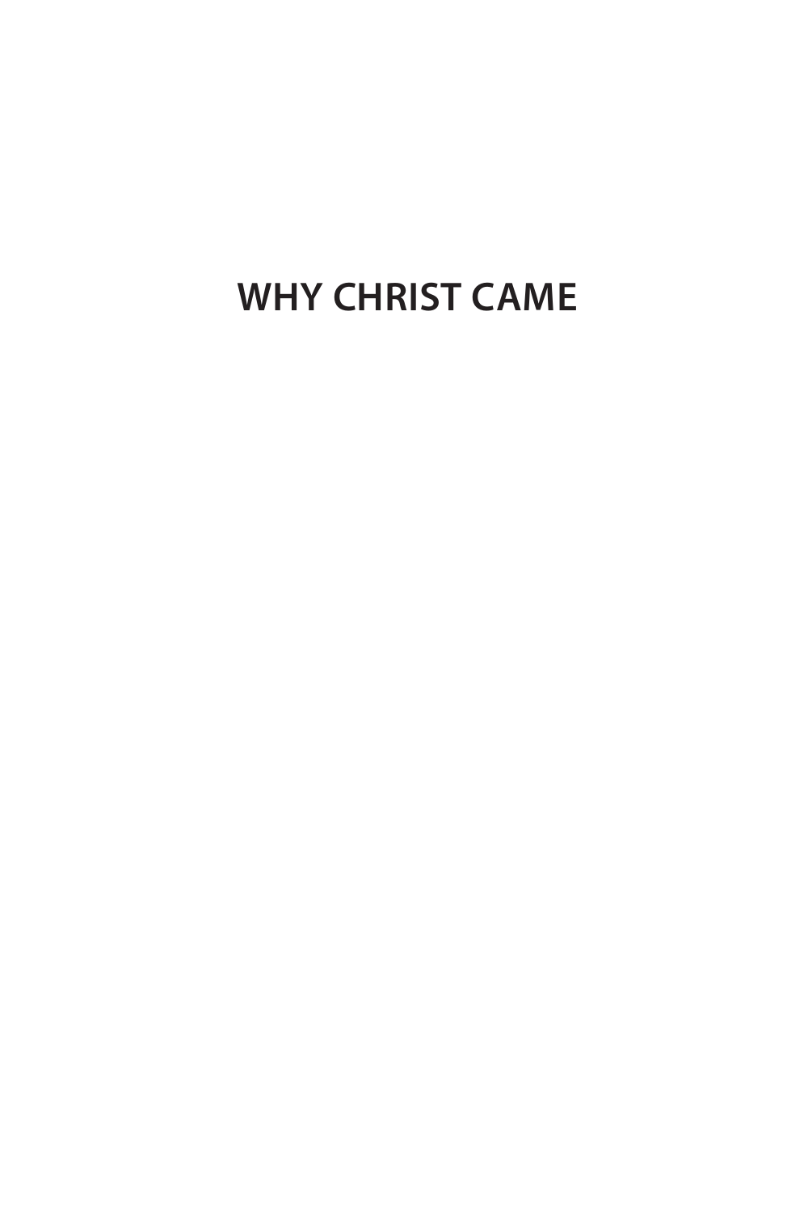# WHY CHRIST CAME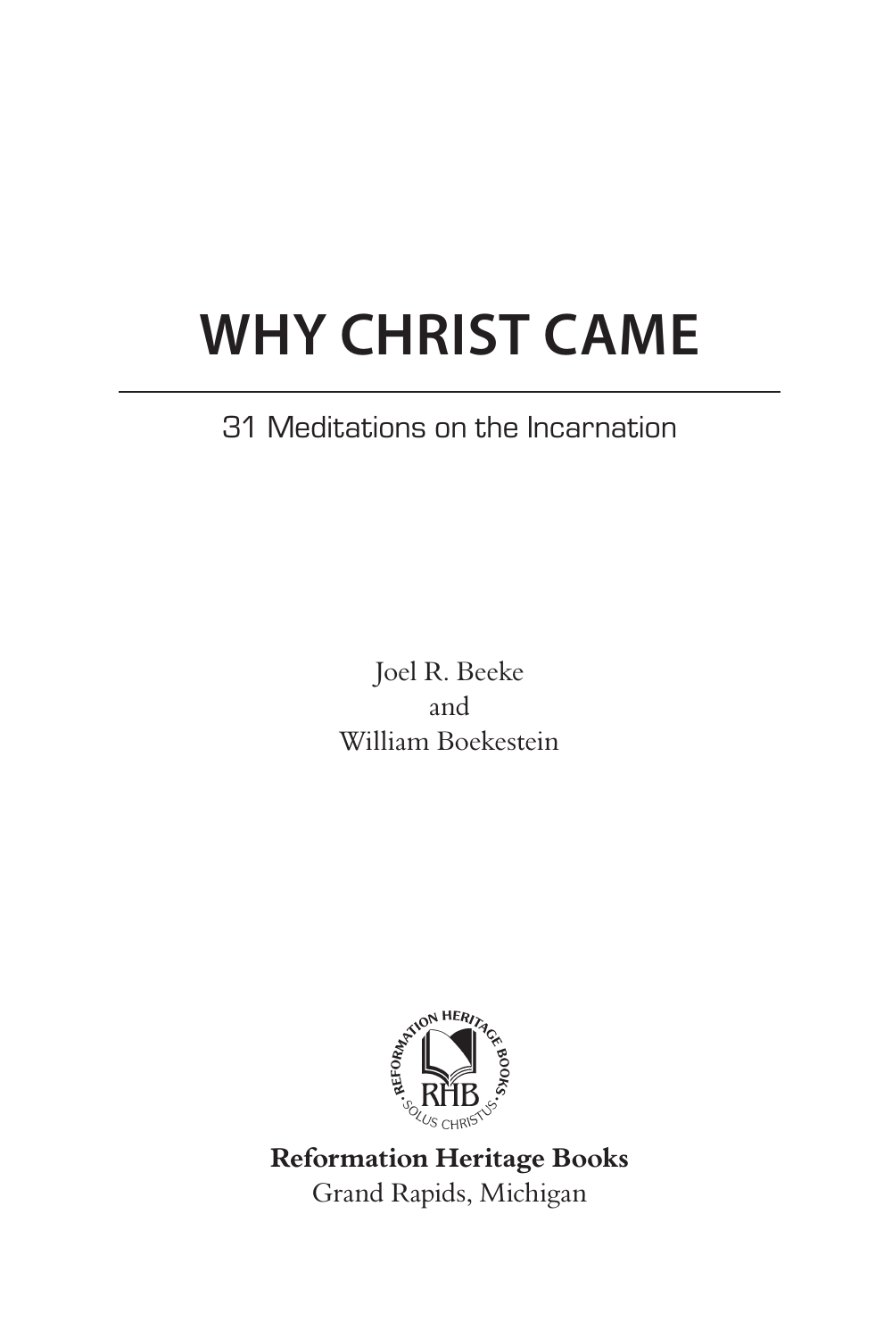# WHY CHRIST CAME

31 Meditations on the Incarnation

Joel R. Beeke
and
William Boekestein

**Reformation Heritage Books**
Grand Rapids, Michigan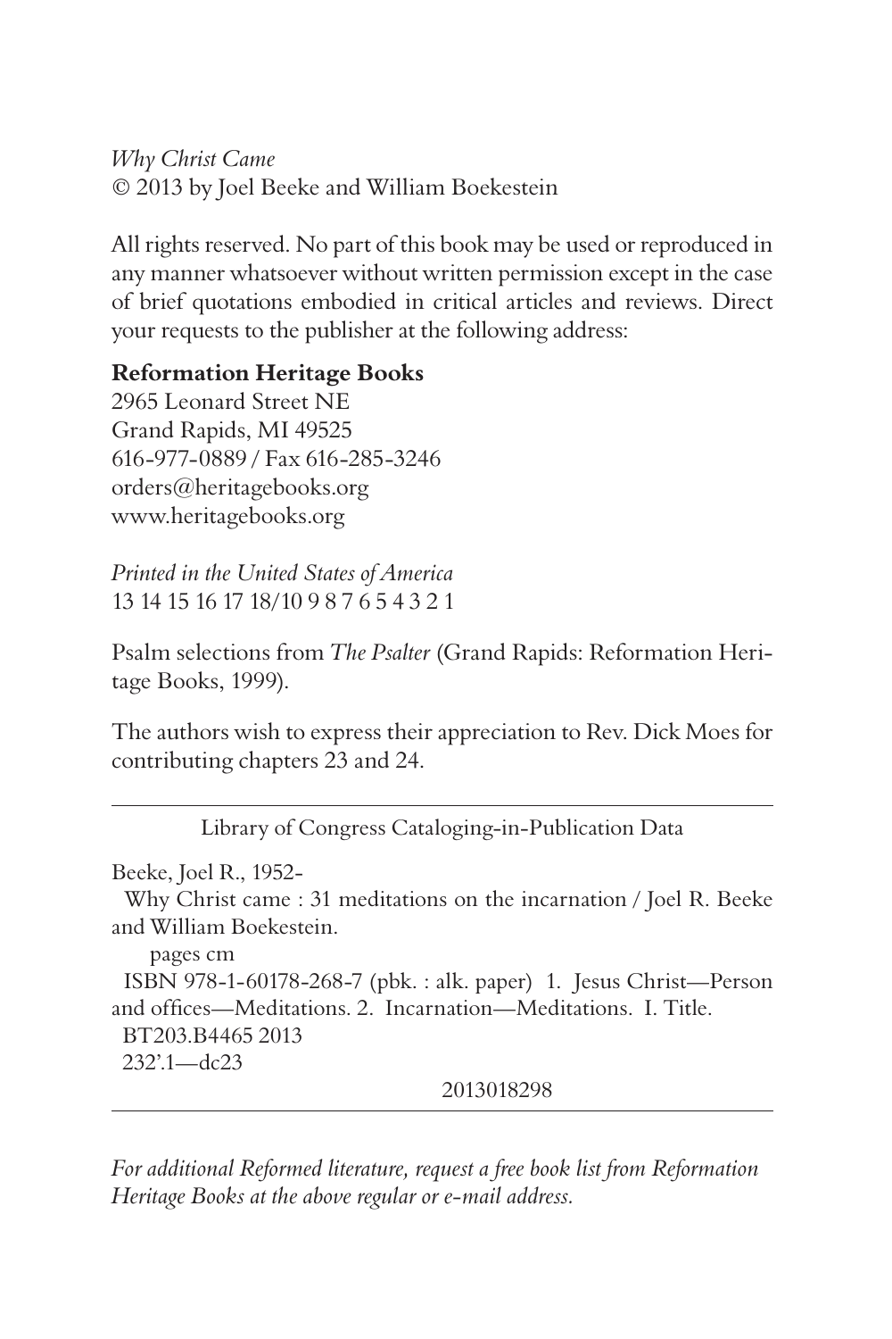*Why Christ Came*
© 2013 by Joel Beeke and William Boekestein

All rights reserved. No part of this book may be used or reproduced in any manner whatsoever without written permission except in the case of brief quotations embodied in critical articles and reviews. Direct your requests to the publisher at the following address:

**Reformation Heritage Books**
2965 Leonard Street NE
Grand Rapids, MI 49525
616-977-0889 / Fax 616-285-3246
orders@heritagebooks.org
www.heritagebooks.org

*Printed in the United States of America*
13 14 15 16 17 18/10 9 8 7 6 5 4 3 2 1

Psalm selections from *The Psalter* (Grand Rapids: Reformation Heritage Books, 1999).

The authors wish to express their appreciation to Rev. Dick Moes for contributing chapters 23 and 24.

---

Library of Congress Cataloging-in-Publication Data

Beeke, Joel R., 1952-
Why Christ came : 31 meditations on the incarnation / Joel R. Beeke and William Boekestein.
pages cm
ISBN 978-1-60178-268-7 (pbk. : alk. paper) 1. Jesus Christ—Person and offices—Meditations. 2. Incarnation—Meditations. I. Title.
BT203.B4465 2013
232'.1—dc23
2013018298

---

*For additional Reformed literature, request a free book list from Reformation Heritage Books at the above regular or e-mail address.*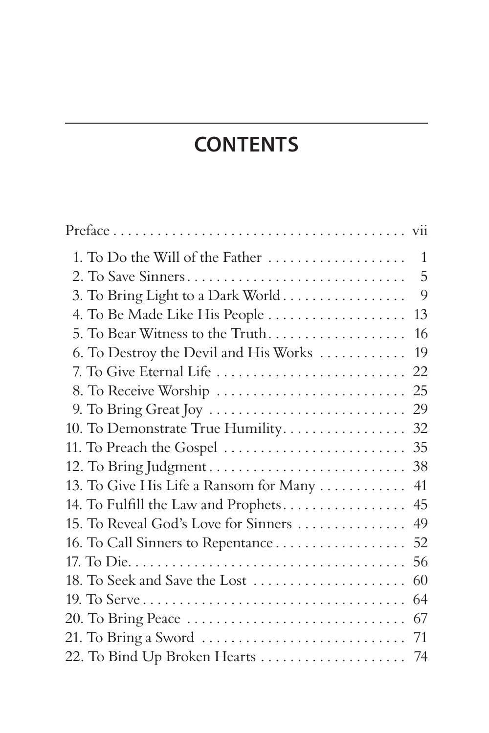# CONTENTS

Preface . . . . . . . . . . . . . . . . . . . . . . . . . . . . . . . . . . . . . . . . . vii

1. To Do the Will of the Father . . . . . . . . . . . . . . . . . . . 1
2. To Save Sinners . . . . . . . . . . . . . . . . . . . . . . . . . . . . . . 5
3. To Bring Light to a Dark World . . . . . . . . . . . . . . . . . 9
4. To Be Made Like His People . . . . . . . . . . . . . . . . . . . 13
5. To Bear Witness to the Truth . . . . . . . . . . . . . . . . . . . 16
6. To Destroy the Devil and His Works . . . . . . . . . . . . 19
7. To Give Eternal Life . . . . . . . . . . . . . . . . . . . . . . . . . . 22
8. To Receive Worship . . . . . . . . . . . . . . . . . . . . . . . . . . 25
9. To Bring Great Joy . . . . . . . . . . . . . . . . . . . . . . . . . . . 29
10. To Demonstrate True Humility . . . . . . . . . . . . . . . . . 32
11. To Preach the Gospel . . . . . . . . . . . . . . . . . . . . . . . . . 35
12. To Bring Judgment . . . . . . . . . . . . . . . . . . . . . . . . . . . 38
13. To Give His Life a Ransom for Many . . . . . . . . . . . . 41
14. To Fulfill the Law and Prophets . . . . . . . . . . . . . . . . . 45
15. To Reveal God's Love for Sinners . . . . . . . . . . . . . . . 49
16. To Call Sinners to Repentance . . . . . . . . . . . . . . . . . . 52
17. To Die . . . . . . . . . . . . . . . . . . . . . . . . . . . . . . . . . . . . . . 56
18. To Seek and Save the Lost . . . . . . . . . . . . . . . . . . . . . 60
19. To Serve . . . . . . . . . . . . . . . . . . . . . . . . . . . . . . . . . . . . 64
20. To Bring Peace . . . . . . . . . . . . . . . . . . . . . . . . . . . . . . 67
21. To Bring a Sword . . . . . . . . . . . . . . . . . . . . . . . . . . . . 71
22. To Bind Up Broken Hearts . . . . . . . . . . . . . . . . . . . . 74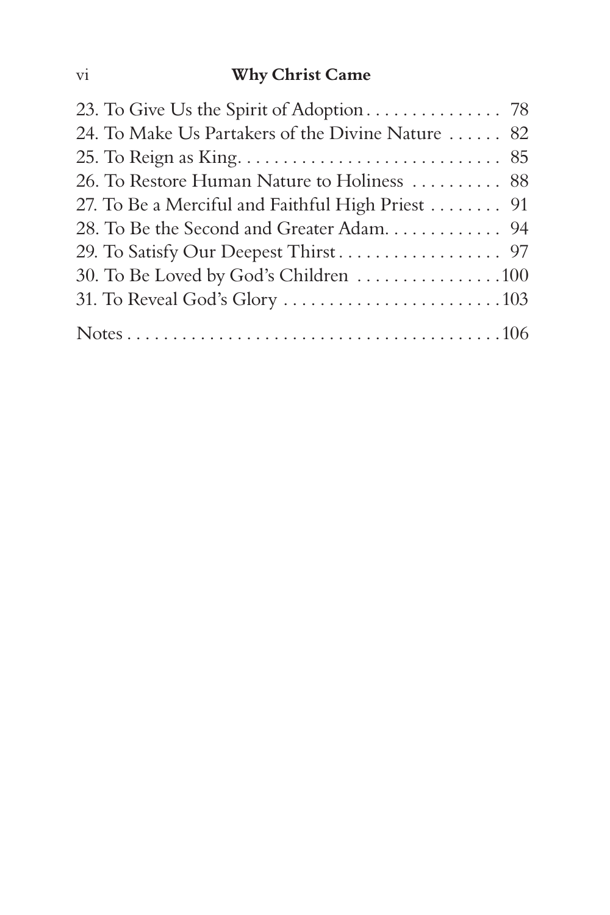23. To Give Us the Spirit of Adoption . . . . . . . . . . . . . . . 78
24. To Make Us Partakers of the Divine Nature . . . . . . 82
25. To Reign as King. . . . . . . . . . . . . . . . . . . . . . . . . . . . . 85
26. To Restore Human Nature to Holiness . . . . . . . . . . 88
27. To Be a Merciful and Faithful High Priest . . . . . . . . 91
28. To Be the Second and Greater Adam. . . . . . . . . . . . . 94
29. To Satisfy Our Deepest Thirst . . . . . . . . . . . . . . . . . . 97
30. To Be Loved by God's Children . . . . . . . . . . . . . . . . 100
31. To Reveal God's Glory . . . . . . . . . . . . . . . . . . . . . . . . 103

Notes . . . . . . . . . . . . . . . . . . . . . . . . . . . . . . . . . . . . . . . . 106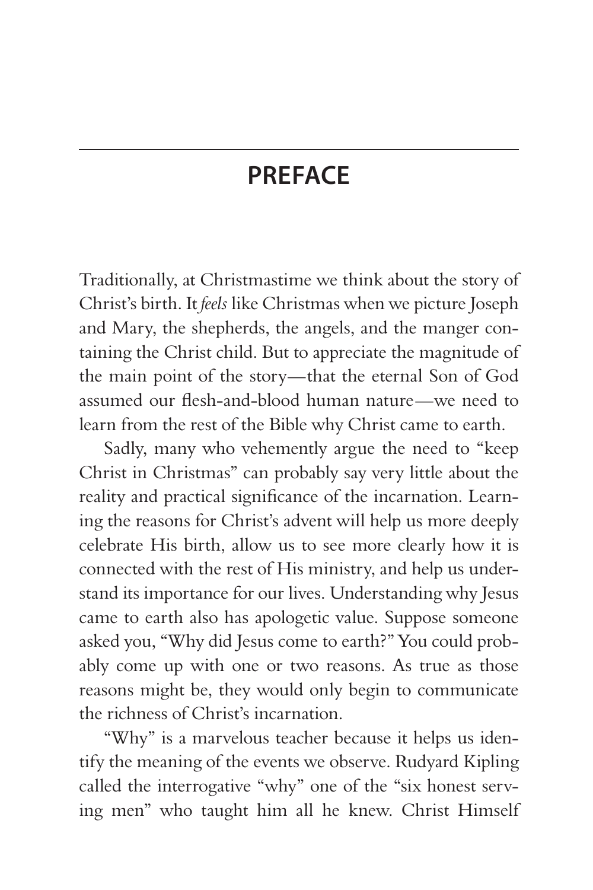# PREFACE

Traditionally, at Christmastime we think about the story of Christ's birth. It *feels* like Christmas when we picture Joseph and Mary, the shepherds, the angels, and the manger containing the Christ child. But to appreciate the magnitude of the main point of the story—that the eternal Son of God assumed our flesh-and-blood human nature—we need to learn from the rest of the Bible why Christ came to earth.

Sadly, many who vehemently argue the need to "keep Christ in Christmas" can probably say very little about the reality and practical significance of the incarnation. Learning the reasons for Christ's advent will help us more deeply celebrate His birth, allow us to see more clearly how it is connected with the rest of His ministry, and help us understand its importance for our lives. Understanding why Jesus came to earth also has apologetic value. Suppose someone asked you, "Why did Jesus come to earth?" You could probably come up with one or two reasons. As true as those reasons might be, they would only begin to communicate the richness of Christ's incarnation.

"Why" is a marvelous teacher because it helps us identify the meaning of the events we observe. Rudyard Kipling called the interrogative "why" one of the "six honest serving men" who taught him all he knew. Christ Himself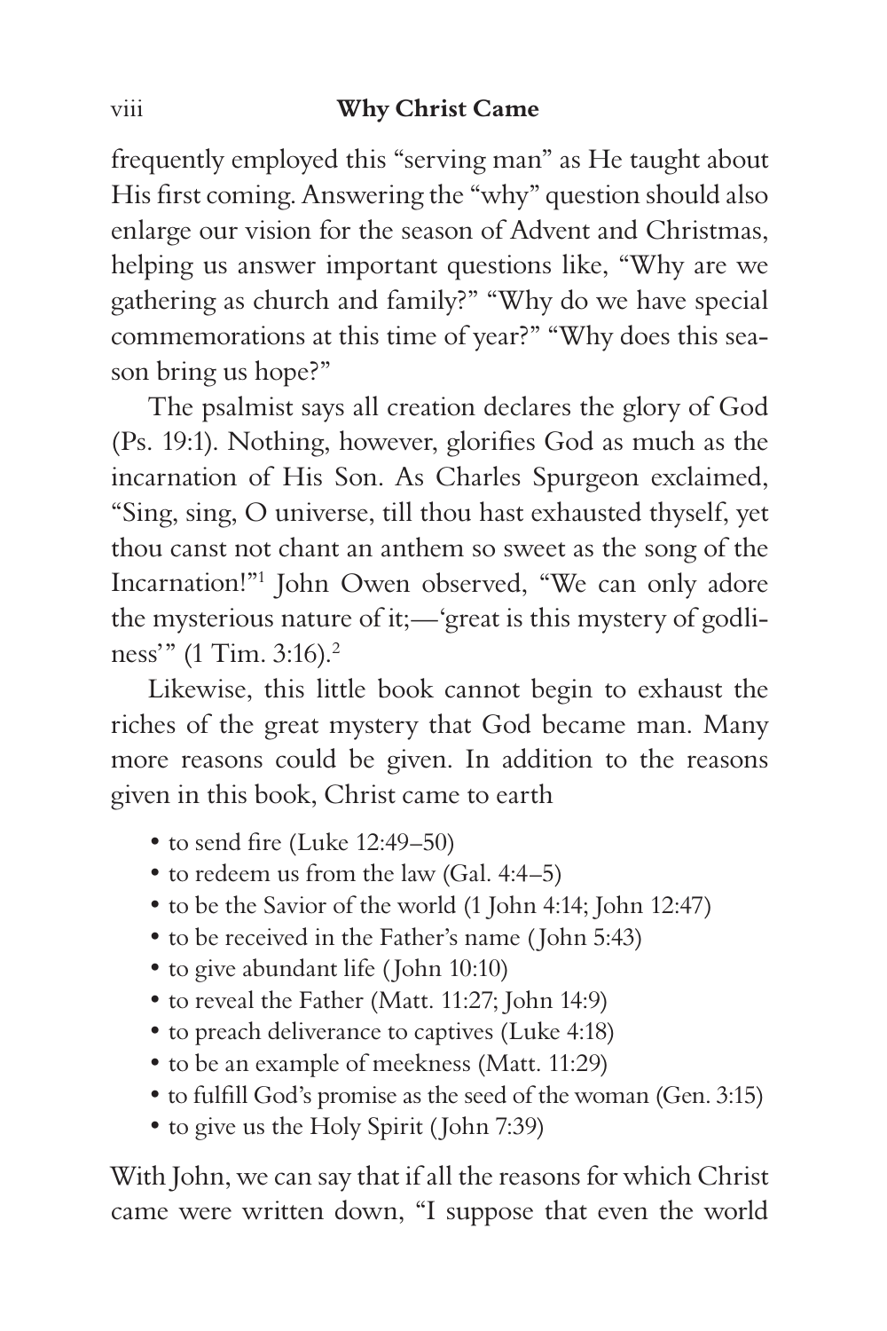frequently employed this "serving man" as He taught about His first coming. Answering the "why" question should also enlarge our vision for the season of Advent and Christmas, helping us answer important questions like, "Why are we gathering as church and family?" "Why do we have special commemorations at this time of year?" "Why does this season bring us hope?"

The psalmist says all creation declares the glory of God (Ps. 19:1). Nothing, however, glorifies God as much as the incarnation of His Son. As Charles Spurgeon exclaimed, "Sing, sing, O universe, till thou hast exhausted thyself, yet thou canst not chant an anthem so sweet as the song of the Incarnation!"[1] John Owen observed, "We can only adore the mysterious nature of it;—'great is this mystery of godliness'" (1 Tim. 3:16).[2]

Likewise, this little book cannot begin to exhaust the riches of the great mystery that God became man. Many more reasons could be given. In addition to the reasons given in this book, Christ came to earth

- to send fire (Luke 12:49–50)
- to redeem us from the law (Gal. 4:4–5)
- to be the Savior of the world (1 John 4:14; John 12:47)
- to be received in the Father's name (John 5:43)
- to give abundant life (John 10:10)
- to reveal the Father (Matt. 11:27; John 14:9)
- to preach deliverance to captives (Luke 4:18)
- to be an example of meekness (Matt. 11:29)
- to fulfill God's promise as the seed of the woman (Gen. 3:15)
- to give us the Holy Spirit (John 7:39)

With John, we can say that if all the reasons for which Christ came were written down, "I suppose that even the world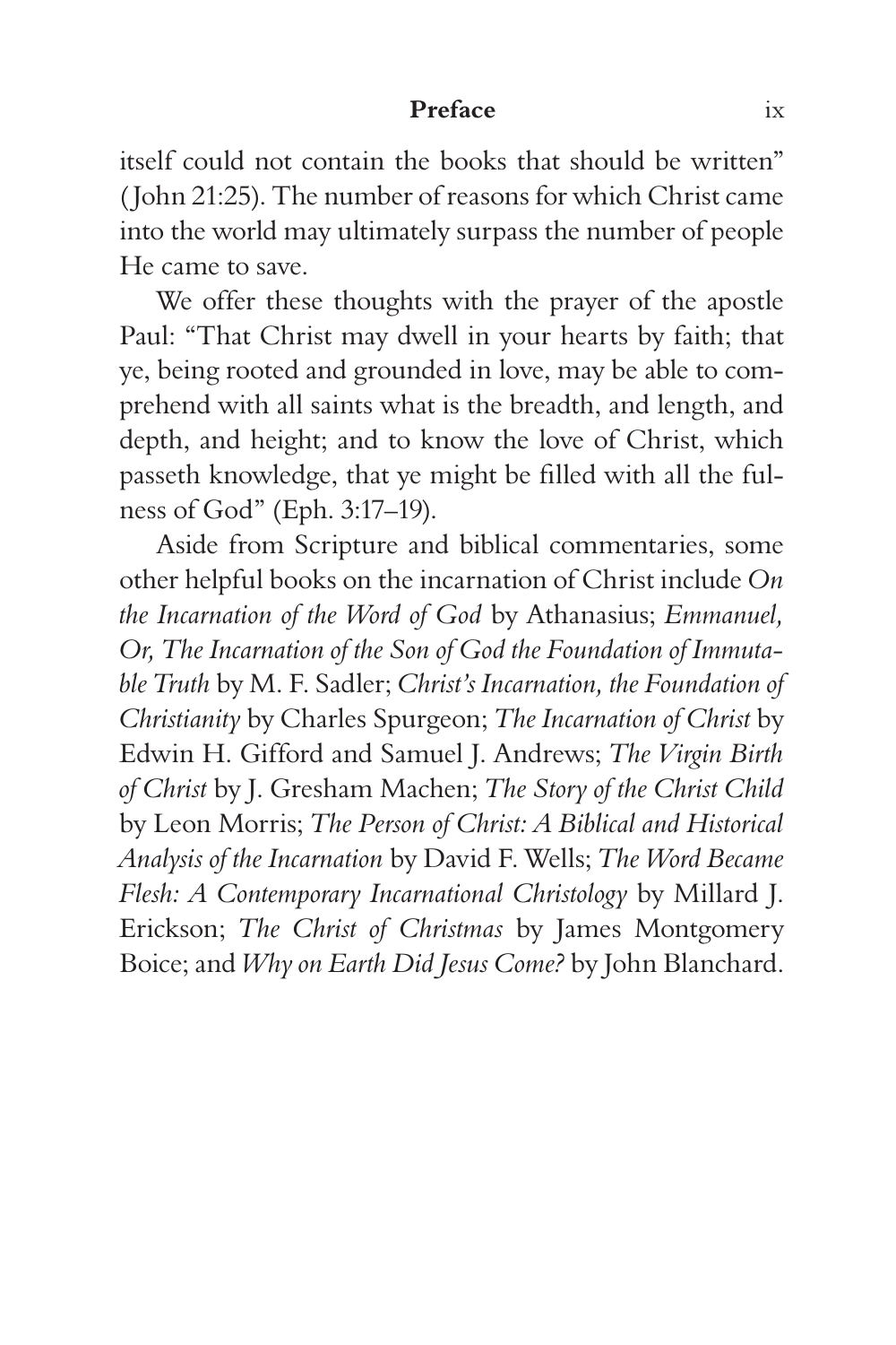itself could not contain the books that should be written" (John 21:25). The number of reasons for which Christ came into the world may ultimately surpass the number of people He came to save.

We offer these thoughts with the prayer of the apostle Paul: "That Christ may dwell in your hearts by faith; that ye, being rooted and grounded in love, may be able to comprehend with all saints what is the breadth, and length, and depth, and height; and to know the love of Christ, which passeth knowledge, that ye might be filled with all the fulness of God" (Eph. 3:17–19).

Aside from Scripture and biblical commentaries, some other helpful books on the incarnation of Christ include *On the Incarnation of the Word of God* by Athanasius; *Emmanuel, Or, The Incarnation of the Son of God the Foundation of Immutable Truth* by M. F. Sadler; *Christ's Incarnation, the Foundation of Christianity* by Charles Spurgeon; *The Incarnation of Christ* by Edwin H. Gifford and Samuel J. Andrews; *The Virgin Birth of Christ* by J. Gresham Machen; *The Story of the Christ Child* by Leon Morris; *The Person of Christ: A Biblical and Historical Analysis of the Incarnation* by David F. Wells; *The Word Became Flesh: A Contemporary Incarnational Christology* by Millard J. Erickson; *The Christ of Christmas* by James Montgomery Boice; and *Why on Earth Did Jesus Come?* by John Blanchard.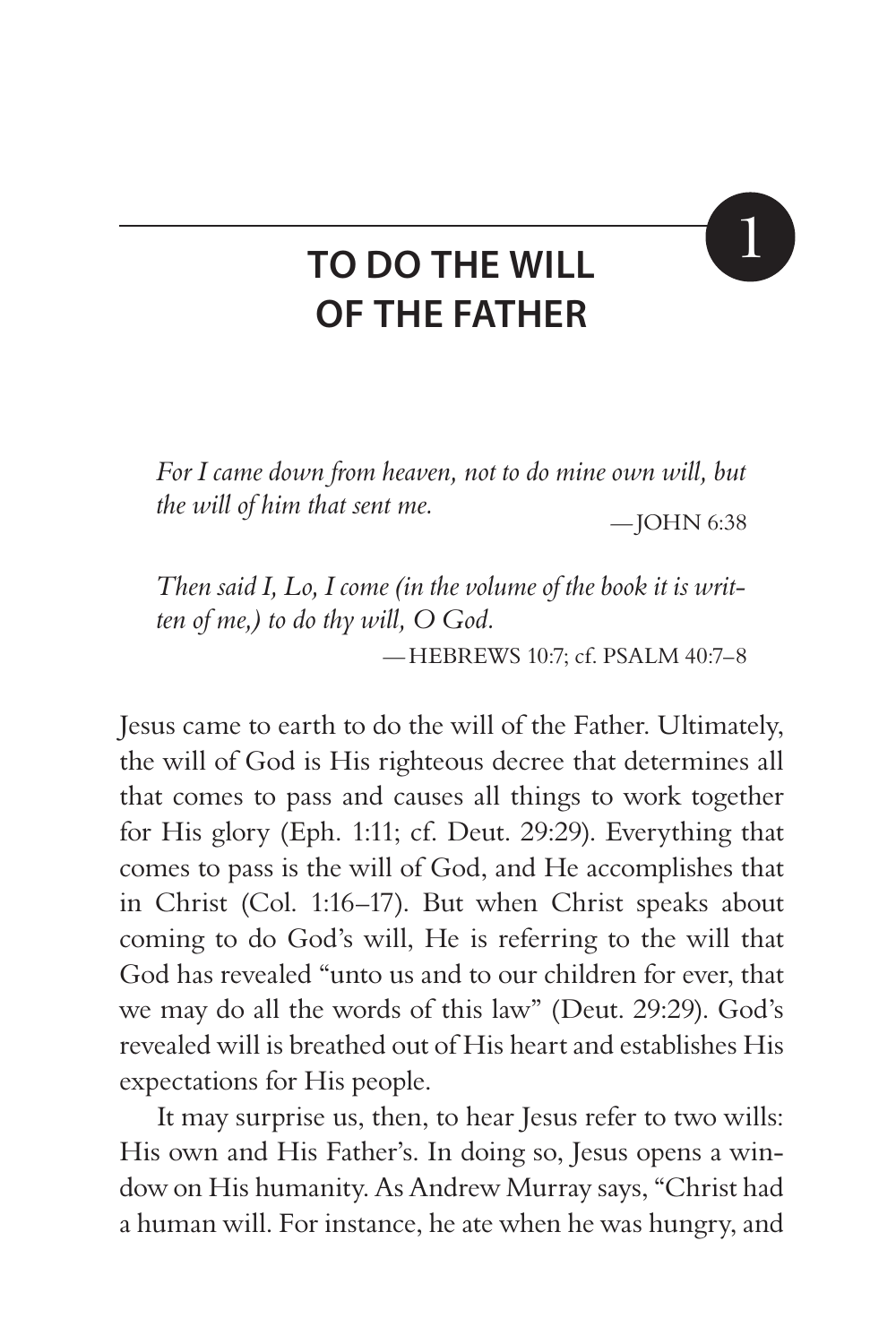# 1 TO DO THE WILL OF THE FATHER

*For I came down from heaven, not to do mine own will, but the will of him that sent me.*

—JOHN 6:38

*Then said I, Lo, I come (in the volume of the book it is written of me,) to do thy will, O God.*

—HEBREWS 10:7; cf. PSALM 40:7–8

Jesus came to earth to do the will of the Father. Ultimately, the will of God is His righteous decree that determines all that comes to pass and causes all things to work together for His glory (Eph. 1:11; cf. Deut. 29:29). Everything that comes to pass is the will of God, and He accomplishes that in Christ (Col. 1:16–17). But when Christ speaks about coming to do God's will, He is referring to the will that God has revealed "unto us and to our children for ever, that we may do all the words of this law" (Deut. 29:29). God's revealed will is breathed out of His heart and establishes His expectations for His people.

It may surprise us, then, to hear Jesus refer to two wills: His own and His Father's. In doing so, Jesus opens a window on His humanity. As Andrew Murray says, "Christ had a human will. For instance, he ate when he was hungry, and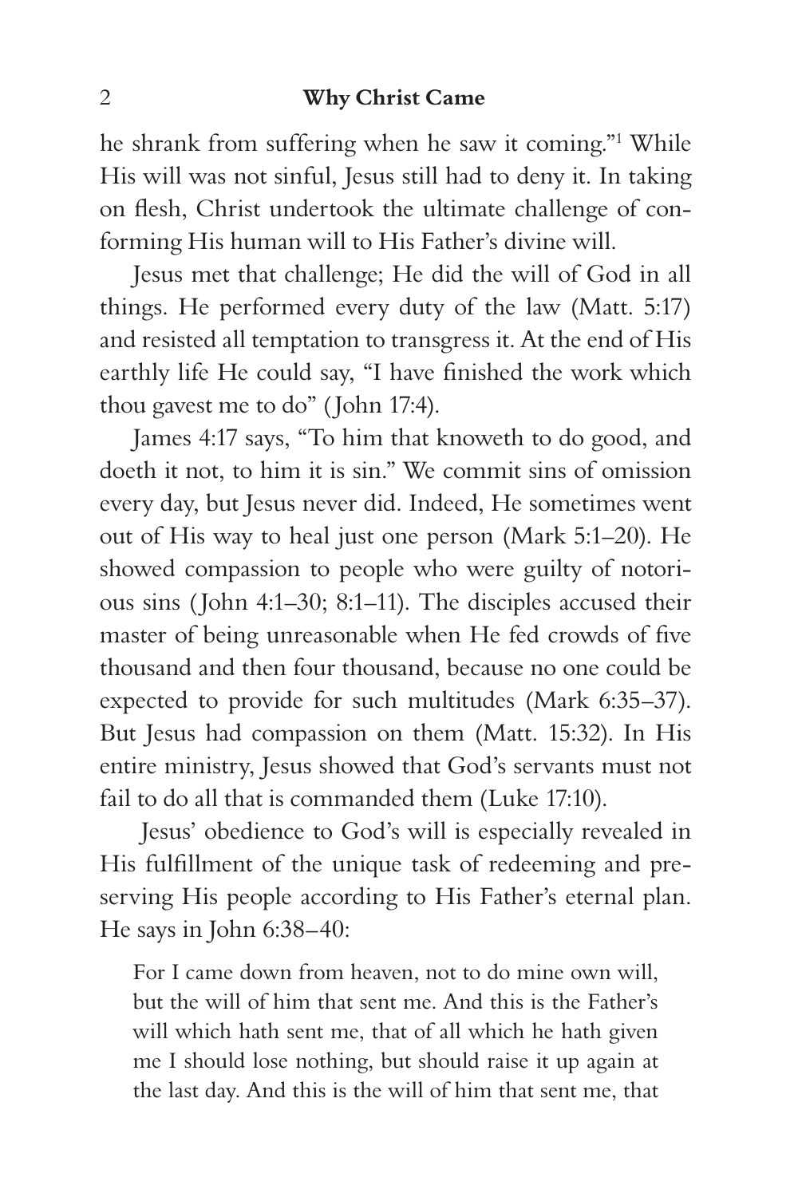he shrank from suffering when he saw it coming."[1] While His will was not sinful, Jesus still had to deny it. In taking on flesh, Christ undertook the ultimate challenge of conforming His human will to His Father's divine will.

Jesus met that challenge; He did the will of God in all things. He performed every duty of the law (Matt. 5:17) and resisted all temptation to transgress it. At the end of His earthly life He could say, "I have finished the work which thou gavest me to do" (John 17:4).

James 4:17 says, "To him that knoweth to do good, and doeth it not, to him it is sin." We commit sins of omission every day, but Jesus never did. Indeed, He sometimes went out of His way to heal just one person (Mark 5:1–20). He showed compassion to people who were guilty of notorious sins (John 4:1–30; 8:1–11). The disciples accused their master of being unreasonable when He fed crowds of five thousand and then four thousand, because no one could be expected to provide for such multitudes (Mark 6:35–37). But Jesus had compassion on them (Matt. 15:32). In His entire ministry, Jesus showed that God's servants must not fail to do all that is commanded them (Luke 17:10).

Jesus' obedience to God's will is especially revealed in His fulfillment of the unique task of redeeming and preserving His people according to His Father's eternal plan. He says in John 6:38–40:

> For I came down from heaven, not to do mine own will, but the will of him that sent me. And this is the Father's will which hath sent me, that of all which he hath given me I should lose nothing, but should raise it up again at the last day. And this is the will of him that sent me, that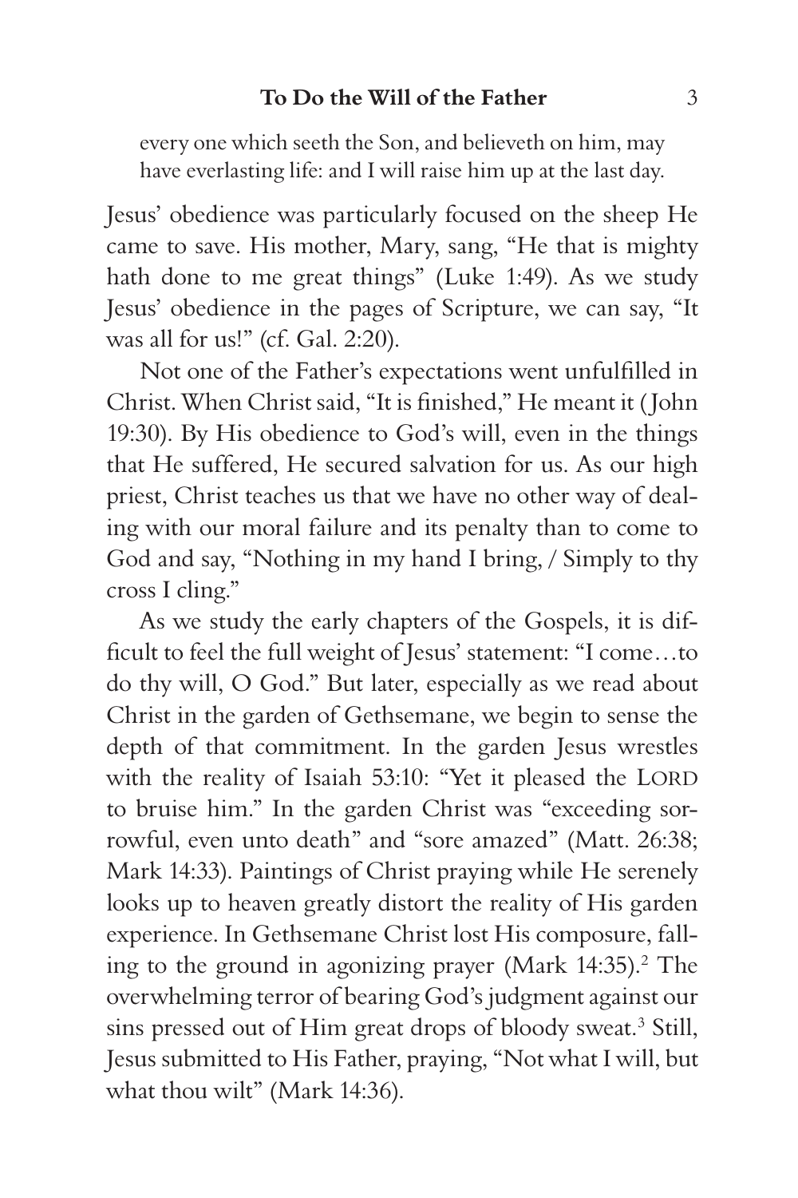> every one which seeth the Son, and believeth on him, may have everlasting life: and I will raise him up at the last day.

Jesus' obedience was particularly focused on the sheep He came to save. His mother, Mary, sang, "He that is mighty hath done to me great things" (Luke 1:49). As we study Jesus' obedience in the pages of Scripture, we can say, "It was all for us!" (cf. Gal. 2:20).

Not one of the Father's expectations went unfulfilled in Christ. When Christ said, "It is finished," He meant it (John 19:30). By His obedience to God's will, even in the things that He suffered, He secured salvation for us. As our high priest, Christ teaches us that we have no other way of dealing with our moral failure and its penalty than to come to God and say, "Nothing in my hand I bring, / Simply to thy cross I cling."

As we study the early chapters of the Gospels, it is difficult to feel the full weight of Jesus' statement: "I come…to do thy will, O God." But later, especially as we read about Christ in the garden of Gethsemane, we begin to sense the depth of that commitment. In the garden Jesus wrestles with the reality of Isaiah 53:10: "Yet it pleased the LORD to bruise him." In the garden Christ was "exceeding sorrowful, even unto death" and "sore amazed" (Matt. 26:38; Mark 14:33). Paintings of Christ praying while He serenely looks up to heaven greatly distort the reality of His garden experience. In Gethsemane Christ lost His composure, falling to the ground in agonizing prayer (Mark 14:35).[2] The overwhelming terror of bearing God's judgment against our sins pressed out of Him great drops of bloody sweat.[3] Still, Jesus submitted to His Father, praying, "Not what I will, but what thou wilt" (Mark 14:36).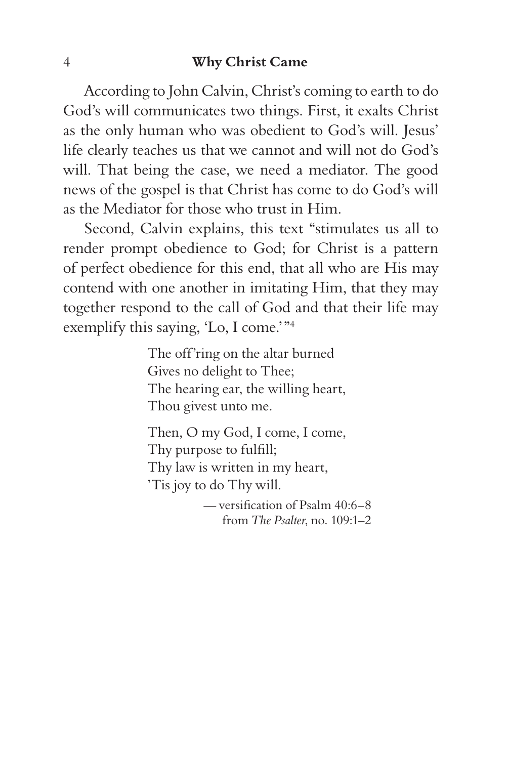According to John Calvin, Christ's coming to earth to do God's will communicates two things. First, it exalts Christ as the only human who was obedient to God's will. Jesus' life clearly teaches us that we cannot and will not do God's will. That being the case, we need a mediator. The good news of the gospel is that Christ has come to do God's will as the Mediator for those who trust in Him.

Second, Calvin explains, this text "stimulates us all to render prompt obedience to God; for Christ is a pattern of perfect obedience for this end, that all who are His may contend with one another in imitating Him, that they may together respond to the call of God and that their life may exemplify this saying, 'Lo, I come.'"[4]

> The off'ring on the altar burned
> Gives no delight to Thee;
> The hearing ear, the willing heart,
> Thou givest unto me.
>
> Then, O my God, I come, I come,
> Thy purpose to fulfill;
> Thy law is written in my heart,
> 'Tis joy to do Thy will.
>
> — versification of Psalm 40:6–8
> from *The Psalter*, no. 109:1–2